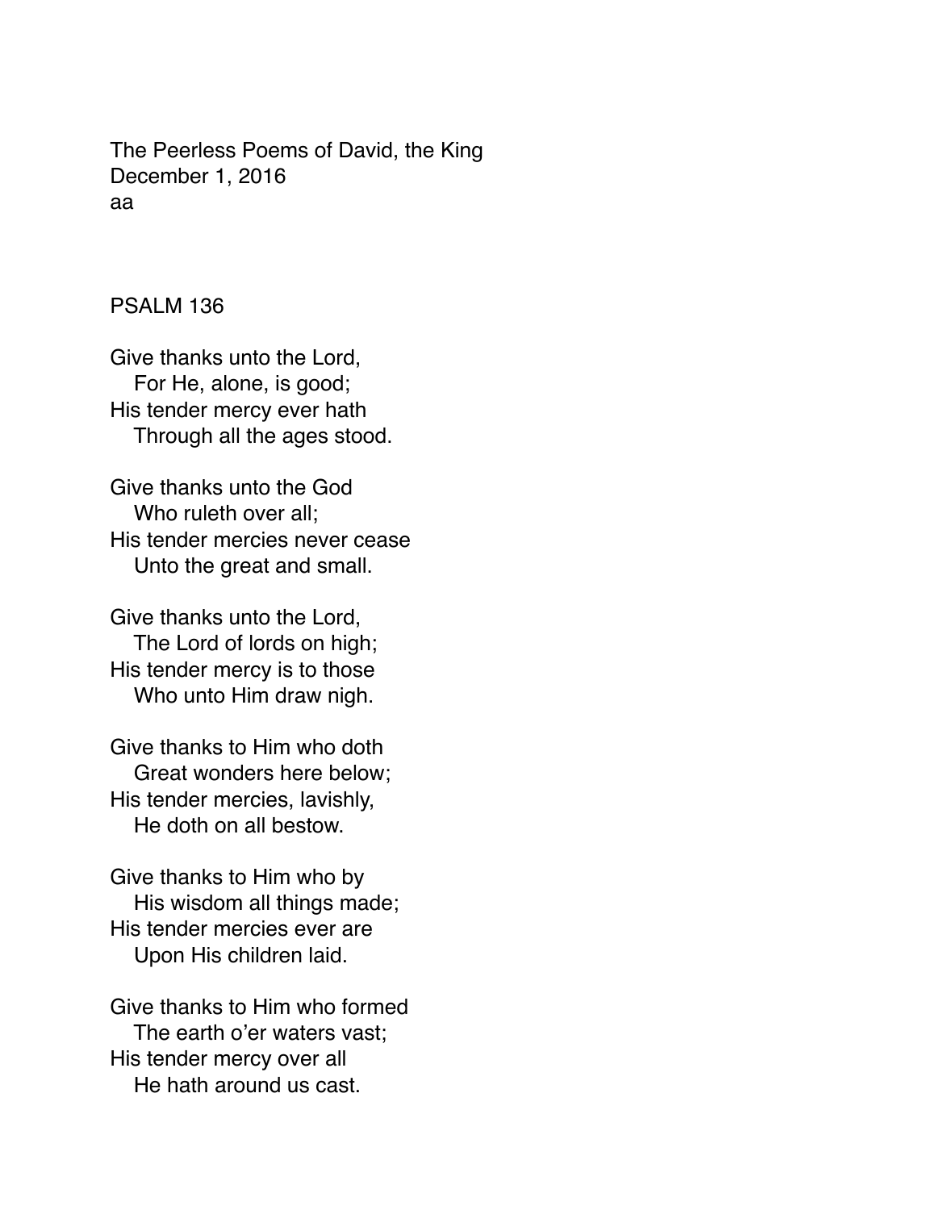The Peerless Poems of David, the King
December 1, 2016
aa

## PSALM 136

Give thanks unto the Lord,
   For He, alone, is good;
His tender mercy ever hath
   Through all the ages stood.

Give thanks unto the God
   Who ruleth over all;
His tender mercies never cease
   Unto the great and small.

Give thanks unto the Lord,
   The Lord of lords on high;
His tender mercy is to those
   Who unto Him draw nigh.

Give thanks to Him who doth
   Great wonders here below;
His tender mercies, lavishly,
   He doth on all bestow.

Give thanks to Him who by
   His wisdom all things made;
His tender mercies ever are
   Upon His children laid.

Give thanks to Him who formed
   The earth o'er waters vast;
His tender mercy over all
   He hath around us cast.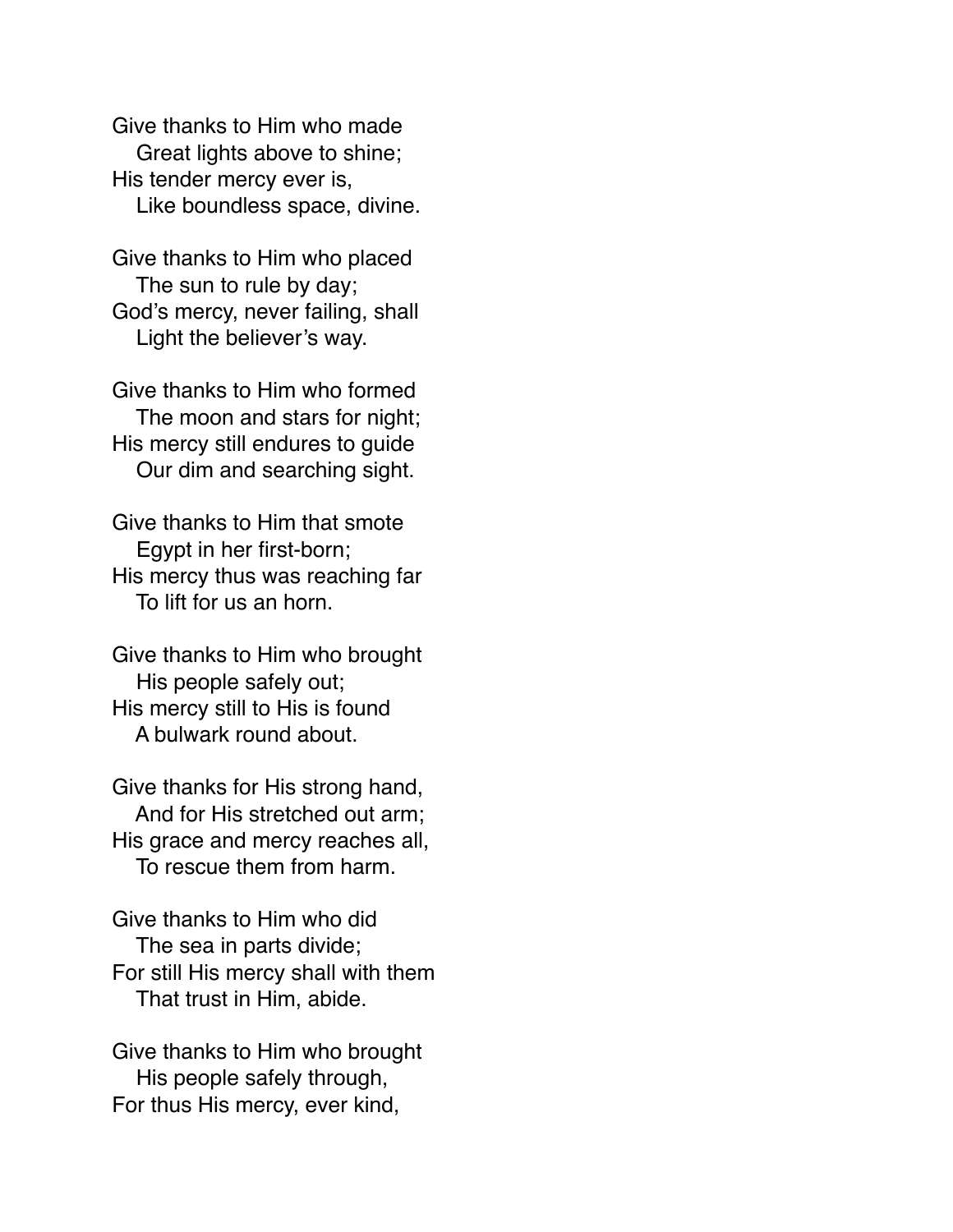Give thanks to Him who made
   Great lights above to shine;
His tender mercy ever is,
   Like boundless space, divine.

Give thanks to Him who placed
   The sun to rule by day;
God's mercy, never failing, shall
   Light the believer's way.

Give thanks to Him who formed
   The moon and stars for night;
His mercy still endures to guide
   Our dim and searching sight.

Give thanks to Him that smote
   Egypt in her first-born;
His mercy thus was reaching far
   To lift for us an horn.

Give thanks to Him who brought
   His people safely out;
His mercy still to His is found
   A bulwark round about.

Give thanks for His strong hand,
   And for His stretched out arm;
His grace and mercy reaches all,
   To rescue them from harm.

Give thanks to Him who did
   The sea in parts divide;
For still His mercy shall with them
   That trust in Him, abide.

Give thanks to Him who brought
   His people safely through,
For thus His mercy, ever kind,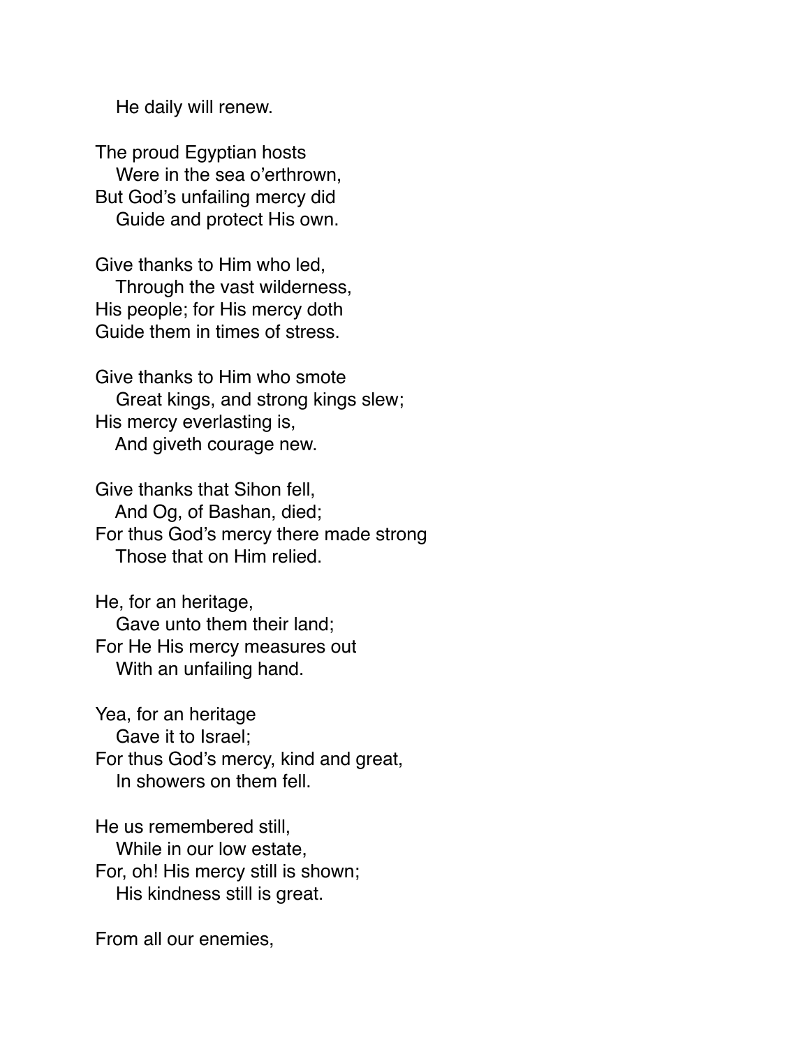He daily will renew.

The proud Egyptian hosts  
Were in the sea o'erthrown,  
But God's unfailing mercy did  
Guide and protect His own.

Give thanks to Him who led,  
Through the vast wilderness,  
His people; for His mercy doth  
Guide them in times of stress.

Give thanks to Him who smote  
Great kings, and strong kings slew;  
His mercy everlasting is,  
And giveth courage new.

Give thanks that Sihon fell,  
And Og, of Bashan, died;  
For thus God's mercy there made strong  
Those that on Him relied.

He, for an heritage,  
Gave unto them their land;  
For He His mercy measures out  
With an unfailing hand.

Yea, for an heritage  
Gave it to Israel;  
For thus God's mercy, kind and great,  
In showers on them fell.

He us remembered still,  
While in our low estate,  
For, oh! His mercy still is shown;  
His kindness still is great.

From all our enemies,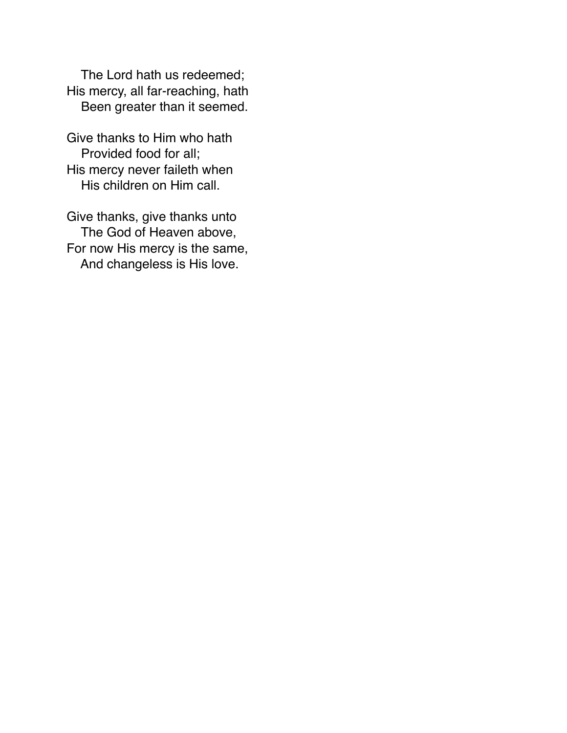The Lord hath us redeemed;  
His mercy, all far-reaching, hath  
Been greater than it seemed.

Give thanks to Him who hath  
Provided food for all;  
His mercy never faileth when  
His children on Him call.

Give thanks, give thanks unto  
The God of Heaven above,  
For now His mercy is the same,  
And changeless is His love.